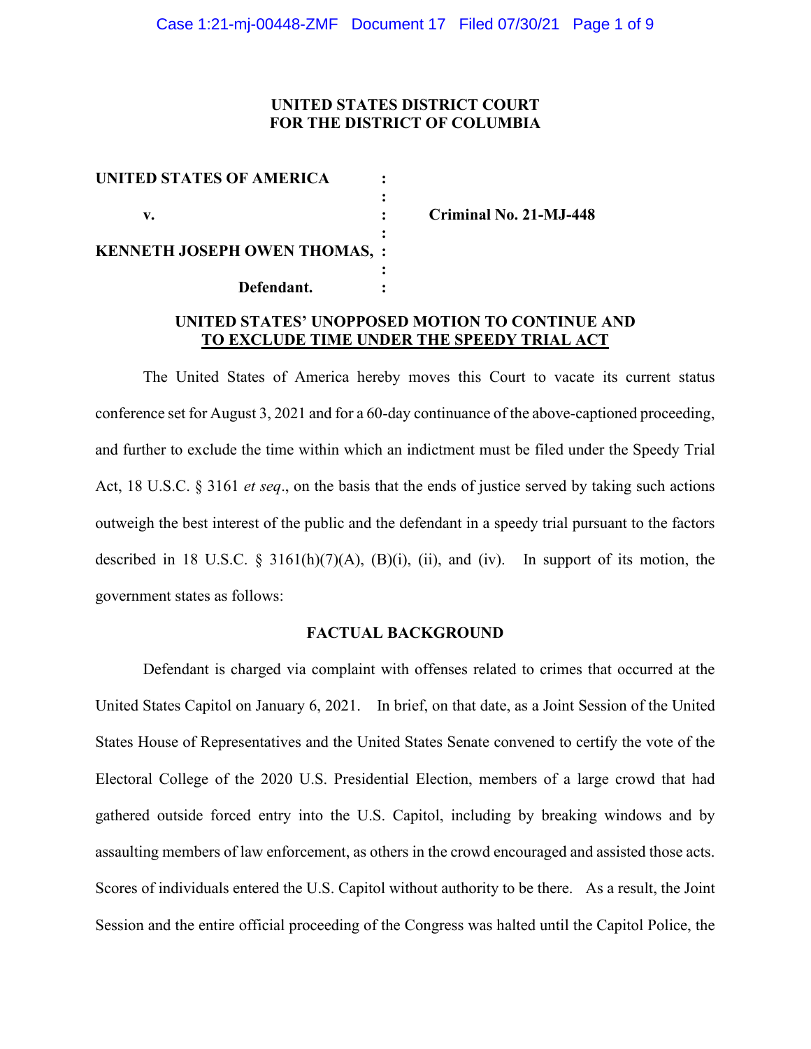**UNITED STATES DISTRICT COURT**
**FOR THE DISTRICT OF COLUMBIA**

| | | |
|---|---|---|
| **UNITED STATES OF AMERICA** | : | |
| | : | |
| **v.** | : | **Criminal No. 21-MJ-448** |
| | : | |
| **KENNETH JOSEPH OWEN THOMAS,** | : | |
| | : | |
| **Defendant.** | : | |

**UNITED STATES' UNOPPOSED MOTION TO CONTINUE AND TO EXCLUDE TIME UNDER THE SPEEDY TRIAL ACT**

The United States of America hereby moves this Court to vacate its current status conference set for August 3, 2021 and for a 60-day continuance of the above-captioned proceeding, and further to exclude the time within which an indictment must be filed under the Speedy Trial Act, 18 U.S.C. § 3161 *et seq*., on the basis that the ends of justice served by taking such actions outweigh the best interest of the public and the defendant in a speedy trial pursuant to the factors described in 18 U.S.C. § 3161(h)(7)(A), (B)(i), (ii), and (iv). In support of its motion, the government states as follows:

**FACTUAL BACKGROUND**

Defendant is charged via complaint with offenses related to crimes that occurred at the United States Capitol on January 6, 2021. In brief, on that date, as a Joint Session of the United States House of Representatives and the United States Senate convened to certify the vote of the Electoral College of the 2020 U.S. Presidential Election, members of a large crowd that had gathered outside forced entry into the U.S. Capitol, including by breaking windows and by assaulting members of law enforcement, as others in the crowd encouraged and assisted those acts. Scores of individuals entered the U.S. Capitol without authority to be there. As a result, the Joint Session and the entire official proceeding of the Congress was halted until the Capitol Police, the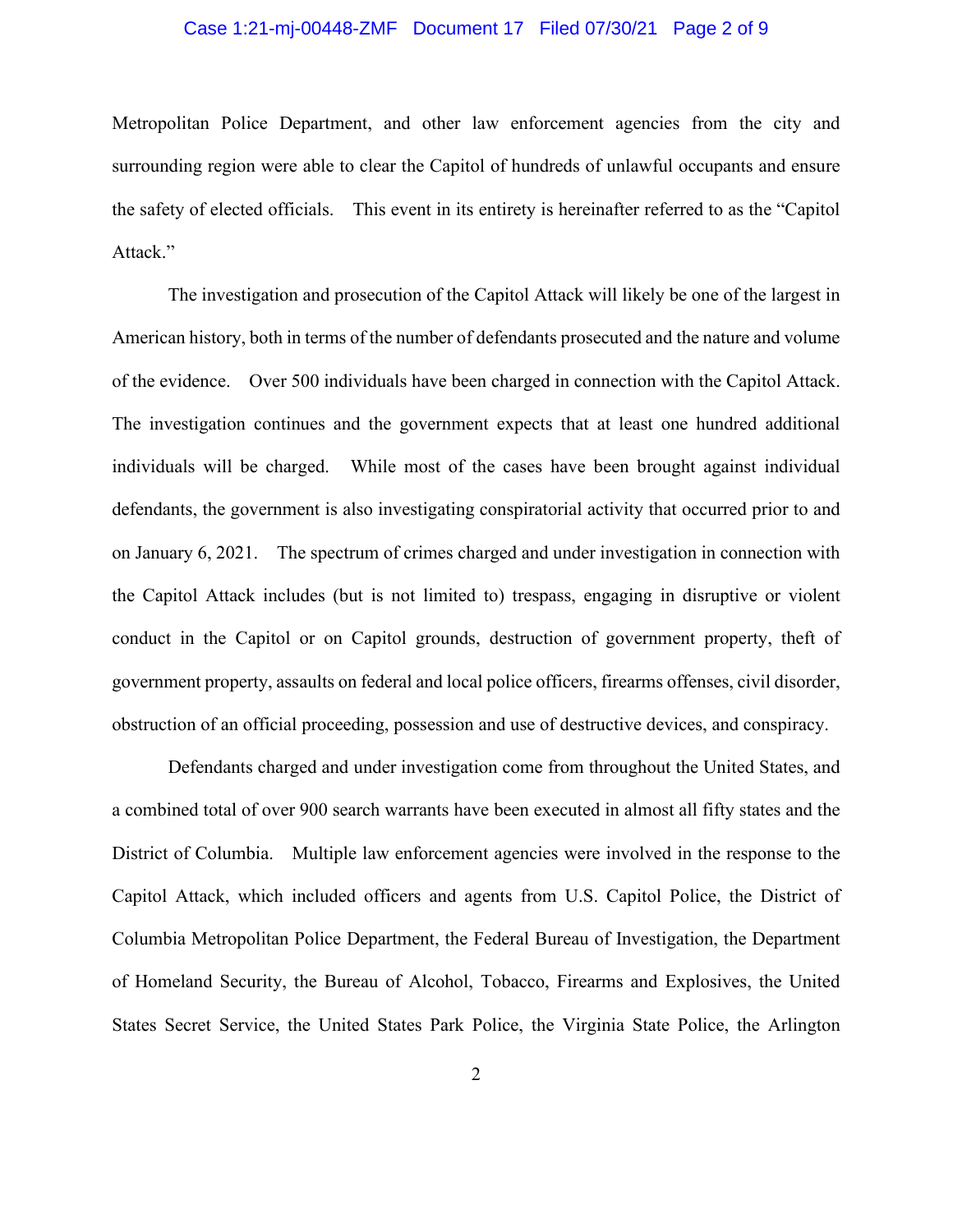Metropolitan Police Department, and other law enforcement agencies from the city and surrounding region were able to clear the Capitol of hundreds of unlawful occupants and ensure the safety of elected officials. This event in its entirety is hereinafter referred to as the "Capitol Attack."

The investigation and prosecution of the Capitol Attack will likely be one of the largest in American history, both in terms of the number of defendants prosecuted and the nature and volume of the evidence. Over 500 individuals have been charged in connection with the Capitol Attack. The investigation continues and the government expects that at least one hundred additional individuals will be charged. While most of the cases have been brought against individual defendants, the government is also investigating conspiratorial activity that occurred prior to and on January 6, 2021. The spectrum of crimes charged and under investigation in connection with the Capitol Attack includes (but is not limited to) trespass, engaging in disruptive or violent conduct in the Capitol or on Capitol grounds, destruction of government property, theft of government property, assaults on federal and local police officers, firearms offenses, civil disorder, obstruction of an official proceeding, possession and use of destructive devices, and conspiracy.

Defendants charged and under investigation come from throughout the United States, and a combined total of over 900 search warrants have been executed in almost all fifty states and the District of Columbia. Multiple law enforcement agencies were involved in the response to the Capitol Attack, which included officers and agents from U.S. Capitol Police, the District of Columbia Metropolitan Police Department, the Federal Bureau of Investigation, the Department of Homeland Security, the Bureau of Alcohol, Tobacco, Firearms and Explosives, the United States Secret Service, the United States Park Police, the Virginia State Police, the Arlington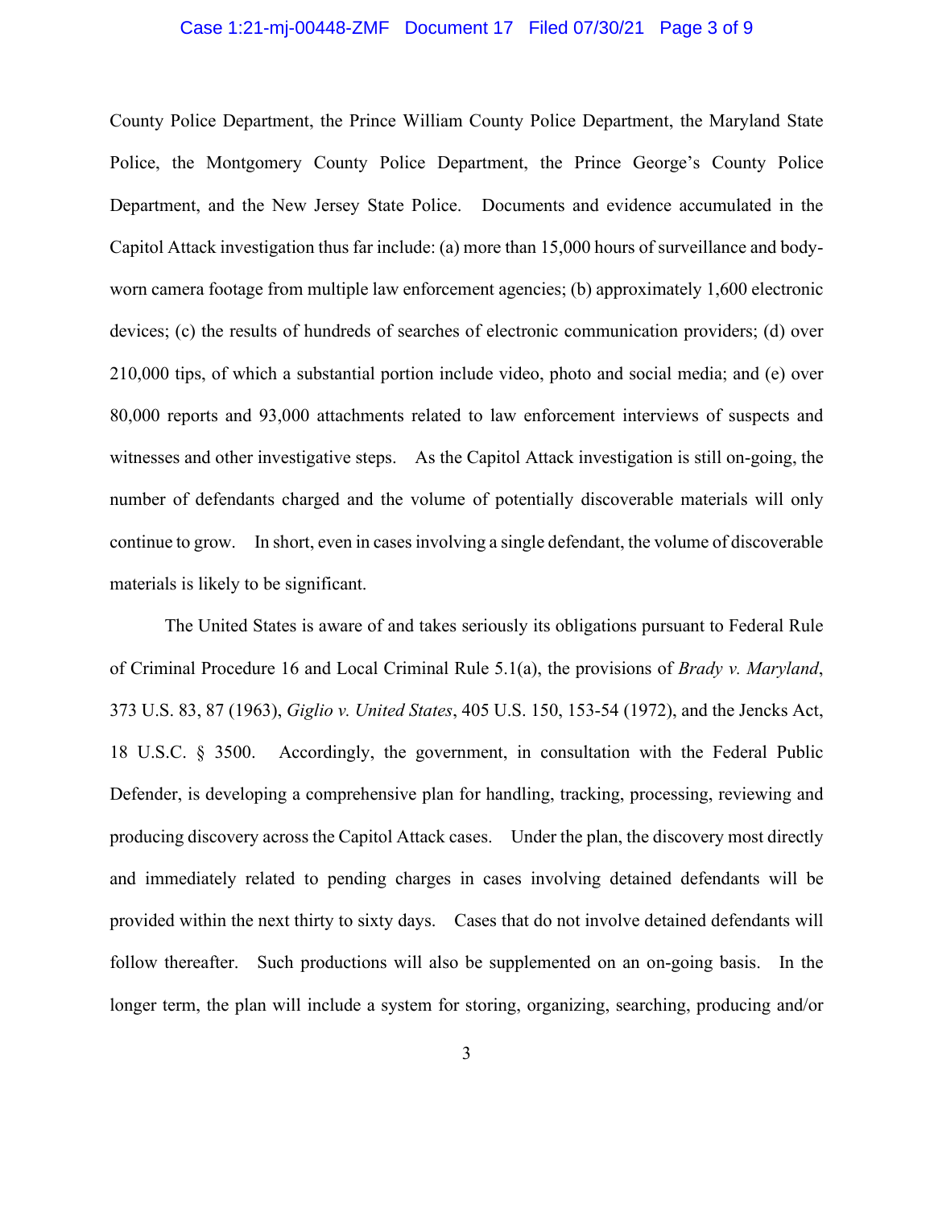County Police Department, the Prince William County Police Department, the Maryland State Police, the Montgomery County Police Department, the Prince George's County Police Department, and the New Jersey State Police. Documents and evidence accumulated in the Capitol Attack investigation thus far include: (a) more than 15,000 hours of surveillance and body-worn camera footage from multiple law enforcement agencies; (b) approximately 1,600 electronic devices; (c) the results of hundreds of searches of electronic communication providers; (d) over 210,000 tips, of which a substantial portion include video, photo and social media; and (e) over 80,000 reports and 93,000 attachments related to law enforcement interviews of suspects and witnesses and other investigative steps. As the Capitol Attack investigation is still on-going, the number of defendants charged and the volume of potentially discoverable materials will only continue to grow. In short, even in cases involving a single defendant, the volume of discoverable materials is likely to be significant.

The United States is aware of and takes seriously its obligations pursuant to Federal Rule of Criminal Procedure 16 and Local Criminal Rule 5.1(a), the provisions of *Brady v. Maryland*, 373 U.S. 83, 87 (1963), *Giglio v. United States*, 405 U.S. 150, 153-54 (1972), and the Jencks Act, 18 U.S.C. § 3500. Accordingly, the government, in consultation with the Federal Public Defender, is developing a comprehensive plan for handling, tracking, processing, reviewing and producing discovery across the Capitol Attack cases. Under the plan, the discovery most directly and immediately related to pending charges in cases involving detained defendants will be provided within the next thirty to sixty days. Cases that do not involve detained defendants will follow thereafter. Such productions will also be supplemented on an on-going basis. In the longer term, the plan will include a system for storing, organizing, searching, producing and/or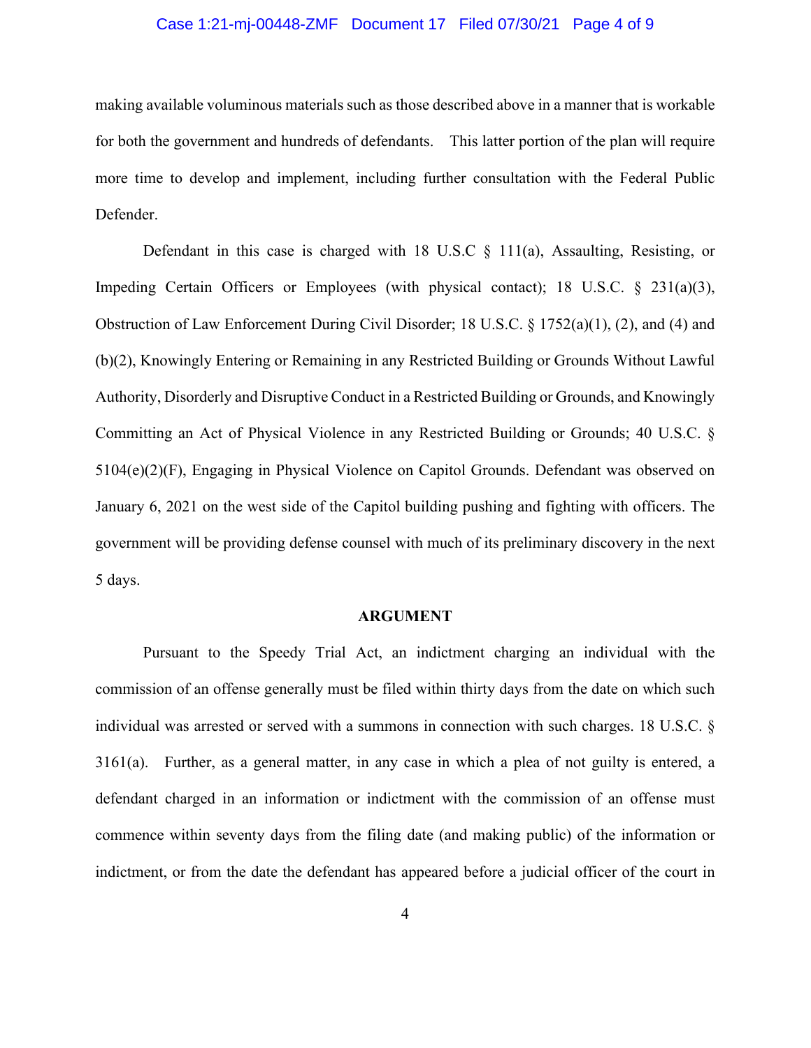making available voluminous materials such as those described above in a manner that is workable for both the government and hundreds of defendants. This latter portion of the plan will require more time to develop and implement, including further consultation with the Federal Public Defender.

Defendant in this case is charged with 18 U.S.C § 111(a), Assaulting, Resisting, or Impeding Certain Officers or Employees (with physical contact); 18 U.S.C. § 231(a)(3), Obstruction of Law Enforcement During Civil Disorder; 18 U.S.C. § 1752(a)(1), (2), and (4) and (b)(2), Knowingly Entering or Remaining in any Restricted Building or Grounds Without Lawful Authority, Disorderly and Disruptive Conduct in a Restricted Building or Grounds, and Knowingly Committing an Act of Physical Violence in any Restricted Building or Grounds; 40 U.S.C. § 5104(e)(2)(F), Engaging in Physical Violence on Capitol Grounds. Defendant was observed on January 6, 2021 on the west side of the Capitol building pushing and fighting with officers. The government will be providing defense counsel with much of its preliminary discovery in the next 5 days.

## ARGUMENT

Pursuant to the Speedy Trial Act, an indictment charging an individual with the commission of an offense generally must be filed within thirty days from the date on which such individual was arrested or served with a summons in connection with such charges. 18 U.S.C. § 3161(a). Further, as a general matter, in any case in which a plea of not guilty is entered, a defendant charged in an information or indictment with the commission of an offense must commence within seventy days from the filing date (and making public) of the information or indictment, or from the date the defendant has appeared before a judicial officer of the court in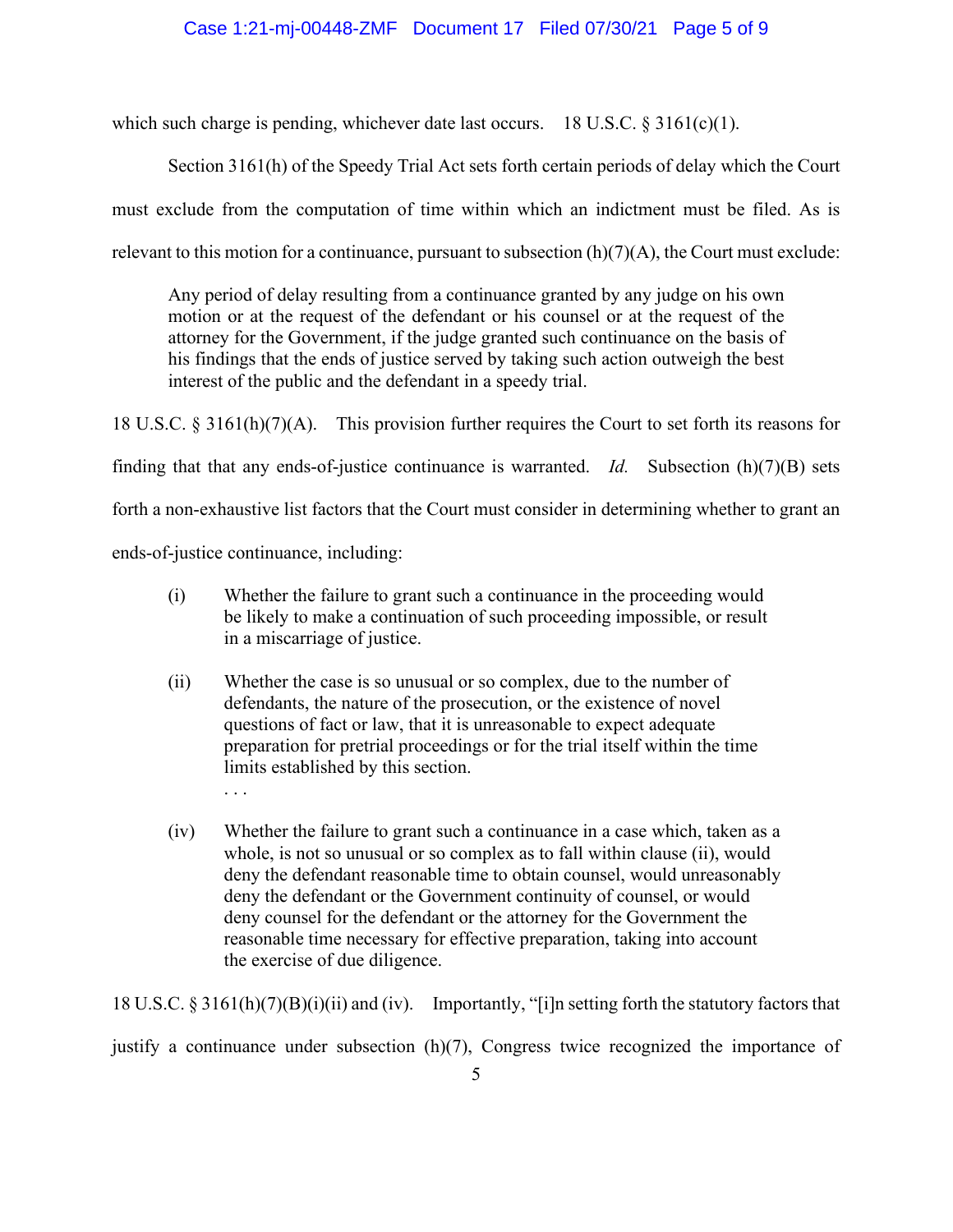which such charge is pending, whichever date last occurs. 18 U.S.C. § 3161(c)(1).

Section 3161(h) of the Speedy Trial Act sets forth certain periods of delay which the Court must exclude from the computation of time within which an indictment must be filed. As is relevant to this motion for a continuance, pursuant to subsection (h)(7)(A), the Court must exclude:

> Any period of delay resulting from a continuance granted by any judge on his own motion or at the request of the defendant or his counsel or at the request of the attorney for the Government, if the judge granted such continuance on the basis of his findings that the ends of justice served by taking such action outweigh the best interest of the public and the defendant in a speedy trial.

18 U.S.C. § 3161(h)(7)(A). This provision further requires the Court to set forth its reasons for finding that that any ends-of-justice continuance is warranted. *Id.* Subsection (h)(7)(B) sets forth a non-exhaustive list factors that the Court must consider in determining whether to grant an ends-of-justice continuance, including:

> (i) Whether the failure to grant such a continuance in the proceeding would be likely to make a continuation of such proceeding impossible, or result in a miscarriage of justice.
>
> (ii) Whether the case is so unusual or so complex, due to the number of defendants, the nature of the prosecution, or the existence of novel questions of fact or law, that it is unreasonable to expect adequate preparation for pretrial proceedings or for the trial itself within the time limits established by this section.
>
> . . .
>
> (iv) Whether the failure to grant such a continuance in a case which, taken as a whole, is not so unusual or so complex as to fall within clause (ii), would deny the defendant reasonable time to obtain counsel, would unreasonably deny the defendant or the Government continuity of counsel, or would deny counsel for the defendant or the attorney for the Government the reasonable time necessary for effective preparation, taking into account the exercise of due diligence.

18 U.S.C. § 3161(h)(7)(B)(i)(ii) and (iv). Importantly, "[i]n setting forth the statutory factors that justify a continuance under subsection (h)(7), Congress twice recognized the importance of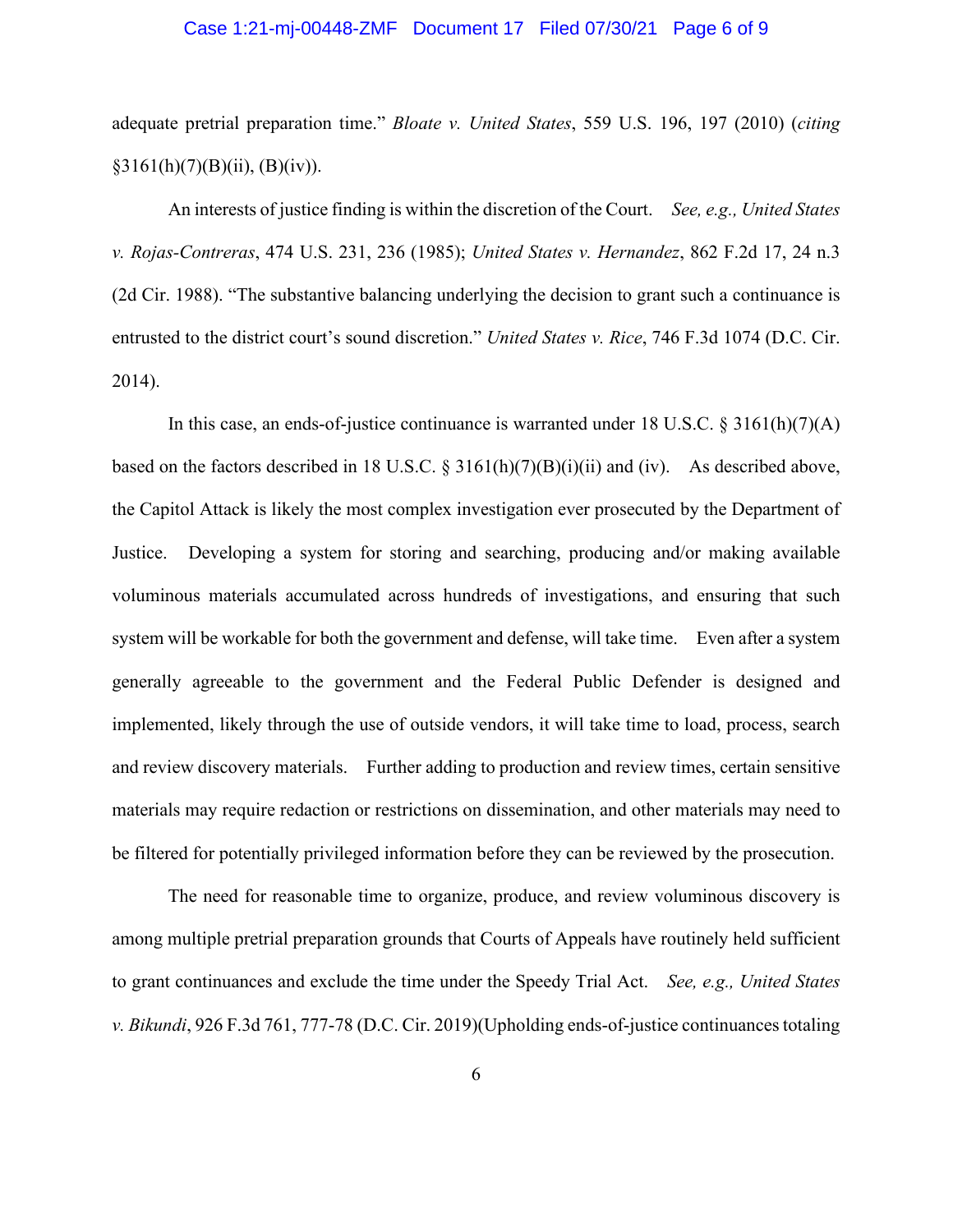adequate pretrial preparation time." *Bloate v. United States*, 559 U.S. 196, 197 (2010) (*citing* §3161(h)(7)(B)(ii), (B)(iv)).

An interests of justice finding is within the discretion of the Court. *See, e.g., United States v. Rojas-Contreras*, 474 U.S. 231, 236 (1985); *United States v. Hernandez*, 862 F.2d 17, 24 n.3 (2d Cir. 1988). "The substantive balancing underlying the decision to grant such a continuance is entrusted to the district court's sound discretion." *United States v. Rice*, 746 F.3d 1074 (D.C. Cir. 2014).

In this case, an ends-of-justice continuance is warranted under 18 U.S.C. § 3161(h)(7)(A) based on the factors described in 18 U.S.C. § 3161(h)(7)(B)(i)(ii) and (iv). As described above, the Capitol Attack is likely the most complex investigation ever prosecuted by the Department of Justice. Developing a system for storing and searching, producing and/or making available voluminous materials accumulated across hundreds of investigations, and ensuring that such system will be workable for both the government and defense, will take time. Even after a system generally agreeable to the government and the Federal Public Defender is designed and implemented, likely through the use of outside vendors, it will take time to load, process, search and review discovery materials. Further adding to production and review times, certain sensitive materials may require redaction or restrictions on dissemination, and other materials may need to be filtered for potentially privileged information before they can be reviewed by the prosecution.

The need for reasonable time to organize, produce, and review voluminous discovery is among multiple pretrial preparation grounds that Courts of Appeals have routinely held sufficient to grant continuances and exclude the time under the Speedy Trial Act. *See, e.g., United States v. Bikundi*, 926 F.3d 761, 777-78 (D.C. Cir. 2019)(Upholding ends-of-justice continuances totaling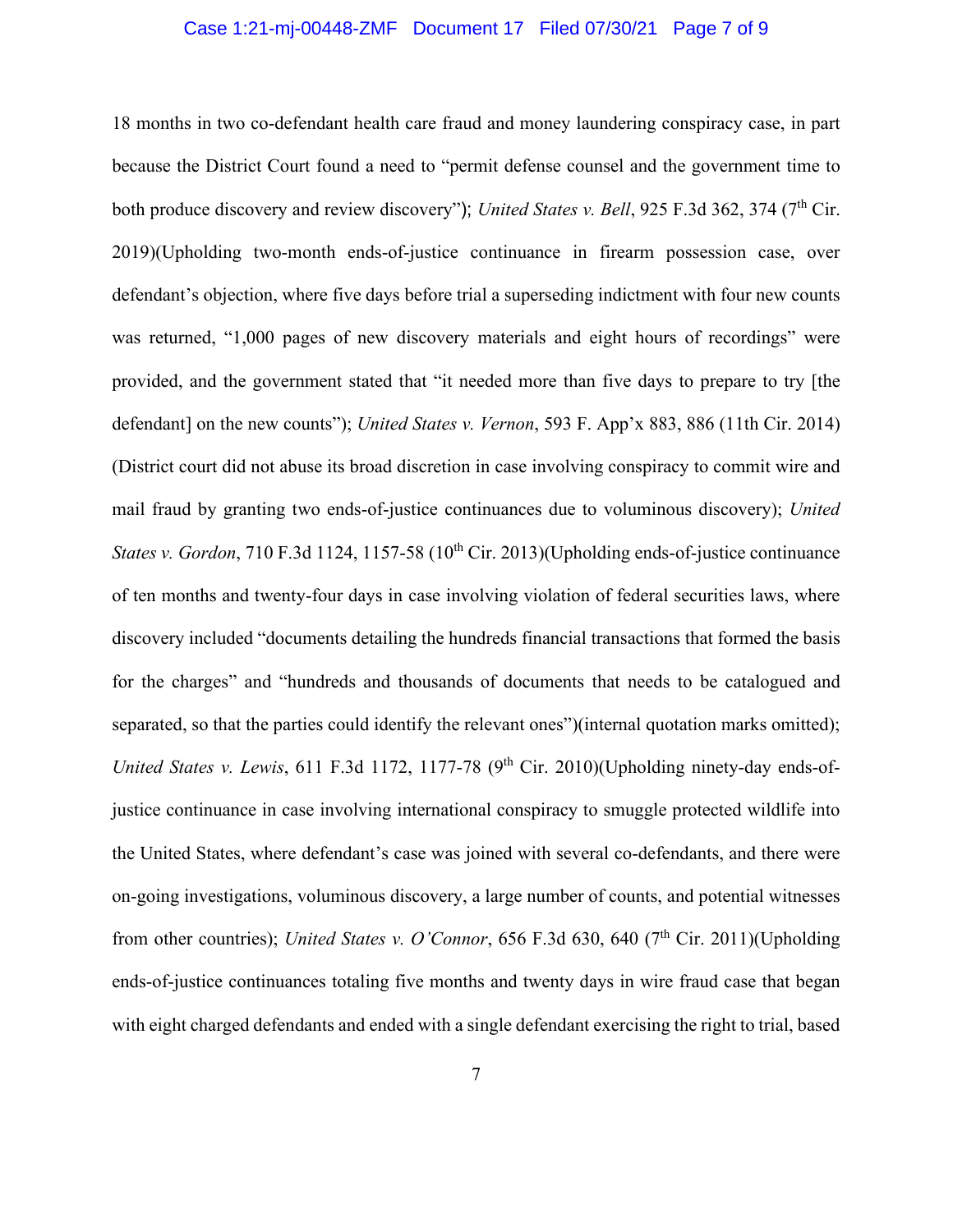18 months in two co-defendant health care fraud and money laundering conspiracy case, in part because the District Court found a need to "permit defense counsel and the government time to both produce discovery and review discovery"); *United States v. Bell*, 925 F.3d 362, 374 (7th Cir. 2019)(Upholding two-month ends-of-justice continuance in firearm possession case, over defendant's objection, where five days before trial a superseding indictment with four new counts was returned, "1,000 pages of new discovery materials and eight hours of recordings" were provided, and the government stated that "it needed more than five days to prepare to try [the defendant] on the new counts"); *United States v. Vernon*, 593 F. App'x 883, 886 (11th Cir. 2014) (District court did not abuse its broad discretion in case involving conspiracy to commit wire and mail fraud by granting two ends-of-justice continuances due to voluminous discovery); *United States v. Gordon*, 710 F.3d 1124, 1157-58 (10th Cir. 2013)(Upholding ends-of-justice continuance of ten months and twenty-four days in case involving violation of federal securities laws, where discovery included "documents detailing the hundreds financial transactions that formed the basis for the charges" and "hundreds and thousands of documents that needs to be catalogued and separated, so that the parties could identify the relevant ones")(internal quotation marks omitted); *United States v. Lewis*, 611 F.3d 1172, 1177-78 (9th Cir. 2010)(Upholding ninety-day ends-of-justice continuance in case involving international conspiracy to smuggle protected wildlife into the United States, where defendant's case was joined with several co-defendants, and there were on-going investigations, voluminous discovery, a large number of counts, and potential witnesses from other countries); *United States v. O'Connor*, 656 F.3d 630, 640 (7th Cir. 2011)(Upholding ends-of-justice continuances totaling five months and twenty days in wire fraud case that began with eight charged defendants and ended with a single defendant exercising the right to trial, based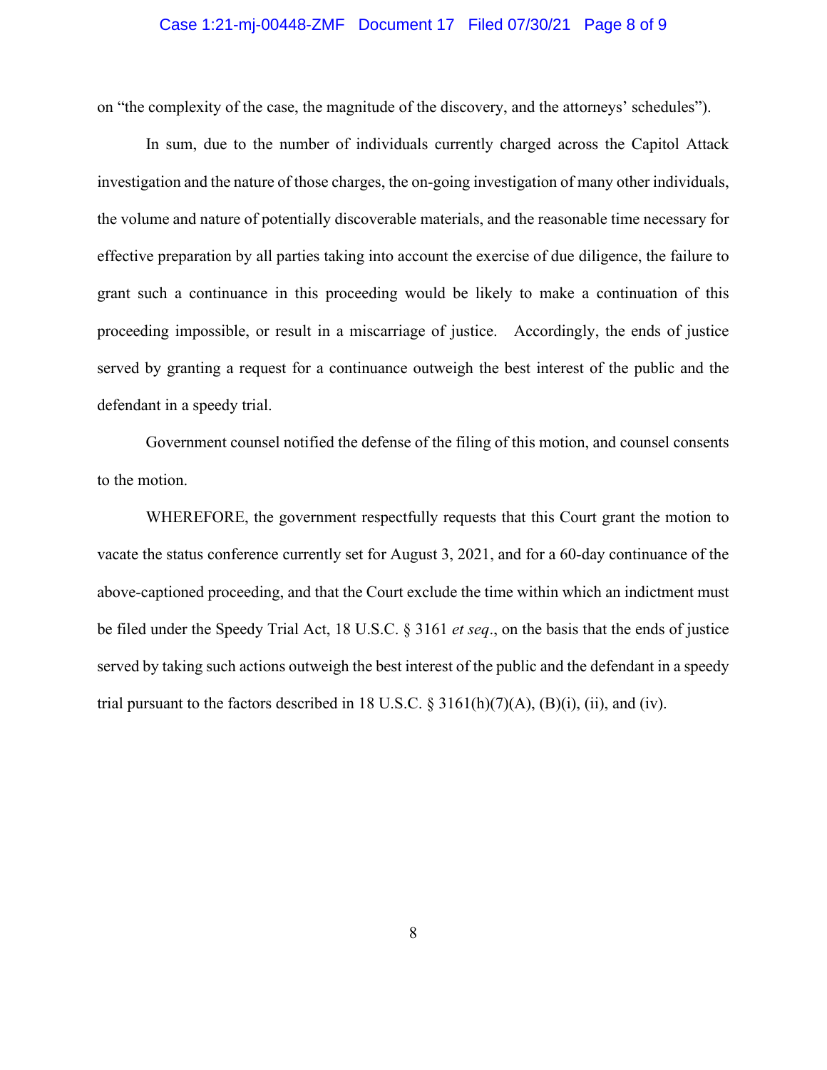on "the complexity of the case, the magnitude of the discovery, and the attorneys' schedules").

In sum, due to the number of individuals currently charged across the Capitol Attack investigation and the nature of those charges, the on-going investigation of many other individuals, the volume and nature of potentially discoverable materials, and the reasonable time necessary for effective preparation by all parties taking into account the exercise of due diligence, the failure to grant such a continuance in this proceeding would be likely to make a continuation of this proceeding impossible, or result in a miscarriage of justice. Accordingly, the ends of justice served by granting a request for a continuance outweigh the best interest of the public and the defendant in a speedy trial.

Government counsel notified the defense of the filing of this motion, and counsel consents to the motion.

WHEREFORE, the government respectfully requests that this Court grant the motion to vacate the status conference currently set for August 3, 2021, and for a 60-day continuance of the above-captioned proceeding, and that the Court exclude the time within which an indictment must be filed under the Speedy Trial Act, 18 U.S.C. § 3161 *et seq*., on the basis that the ends of justice served by taking such actions outweigh the best interest of the public and the defendant in a speedy trial pursuant to the factors described in 18 U.S.C. § 3161(h)(7)(A), (B)(i), (ii), and (iv).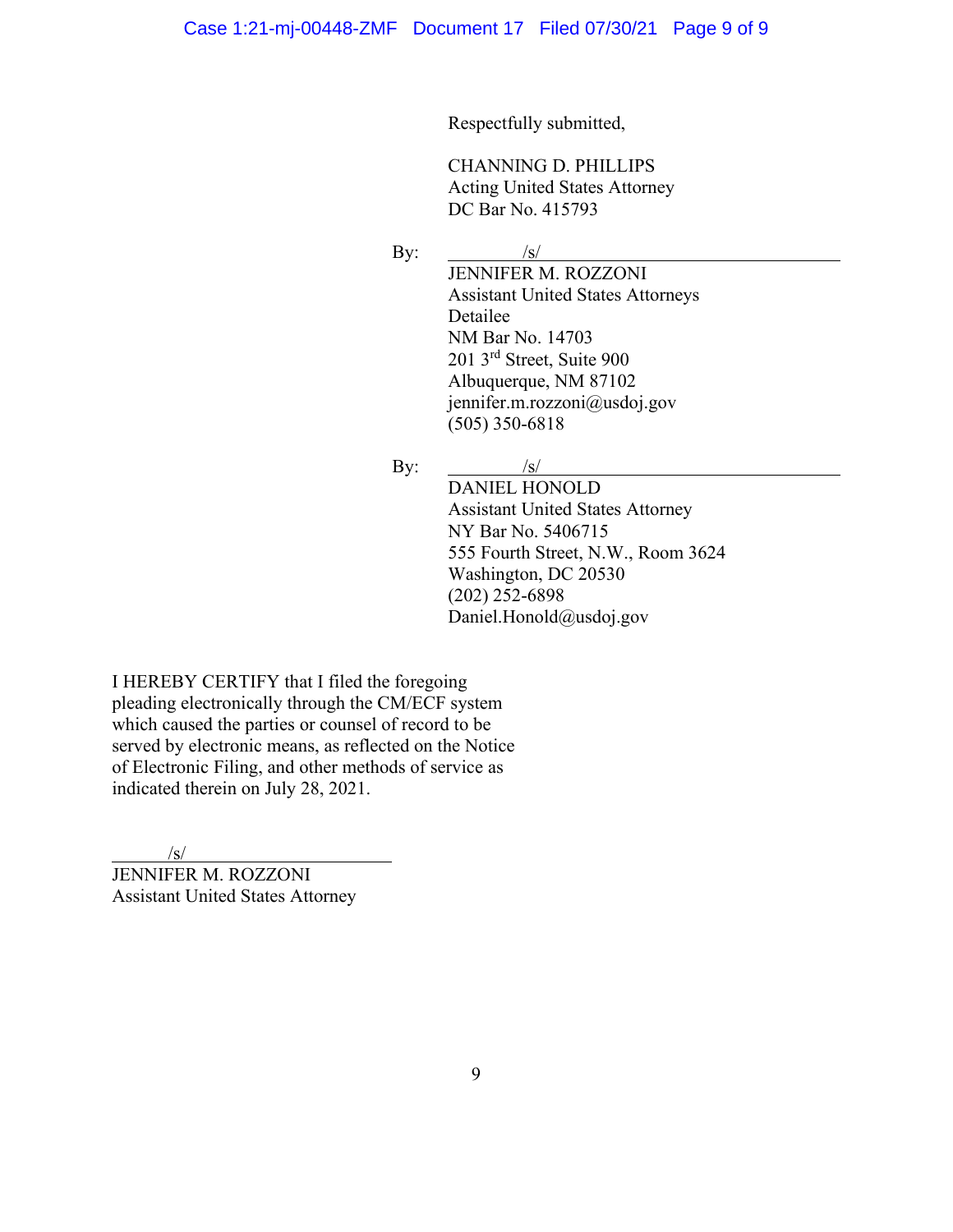Respectfully submitted,

CHANNING D. PHILLIPS
Acting United States Attorney
DC Bar No. 415793

By: /s/
JENNIFER M. ROZZONI
Assistant United States Attorneys
Detailee
NM Bar No. 14703
201 3rd Street, Suite 900
Albuquerque, NM 87102
jennifer.m.rozzoni@usdoj.gov
(505) 350-6818

By: /s/
DANIEL HONOLD
Assistant United States Attorney
NY Bar No. 5406715
555 Fourth Street, N.W., Room 3624
Washington, DC 20530
(202) 252-6898
Daniel.Honold@usdoj.gov

I HEREBY CERTIFY that I filed the foregoing pleading electronically through the CM/ECF system which caused the parties or counsel of record to be served by electronic means, as reflected on the Notice of Electronic Filing, and other methods of service as indicated therein on July 28, 2021.

/s/
JENNIFER M. ROZZONI
Assistant United States Attorney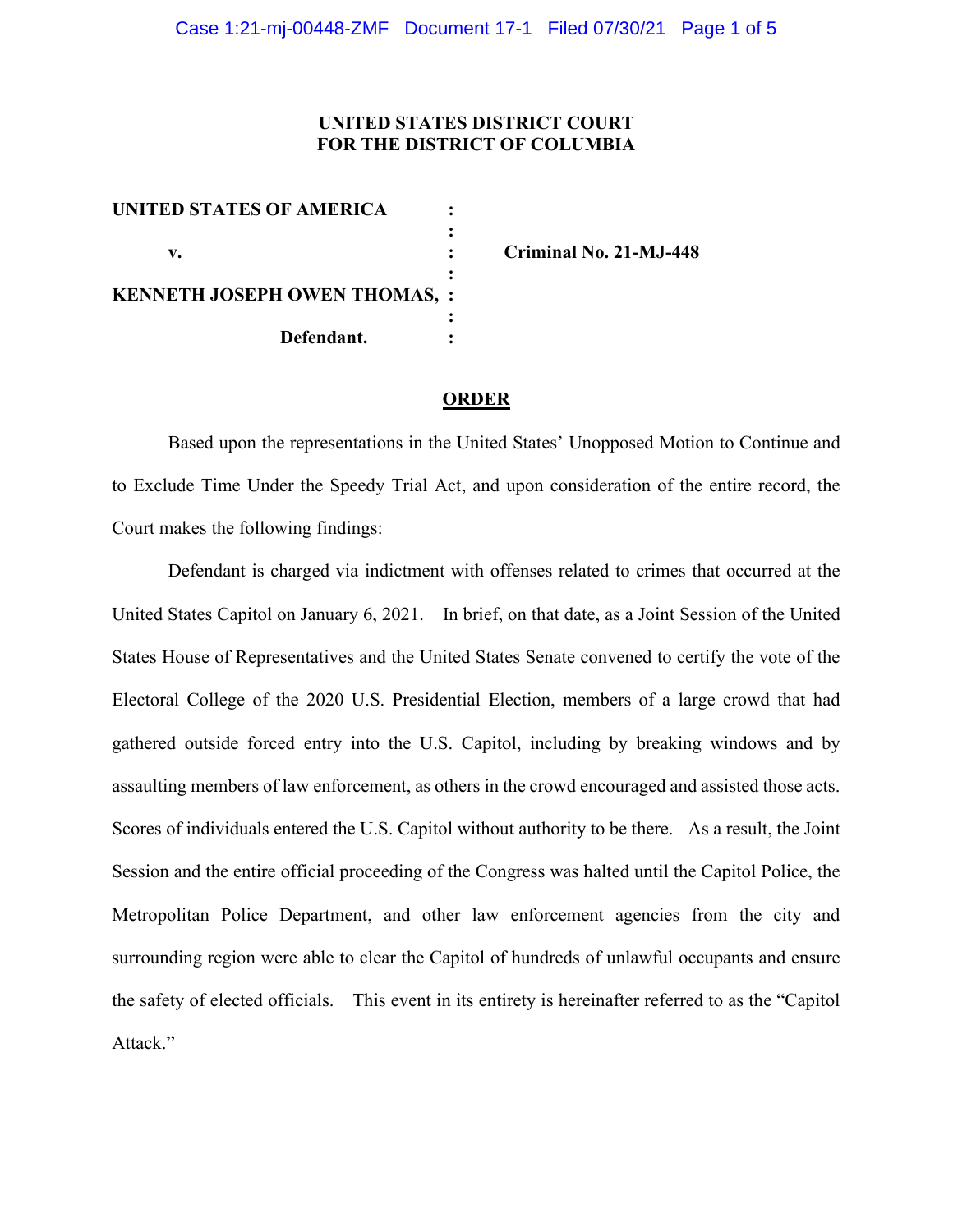**UNITED STATES DISTRICT COURT**
**FOR THE DISTRICT OF COLUMBIA**

| | | |
|---|---|---|
| **UNITED STATES OF AMERICA** | : | |
| | : | |
| **v.** | : | **Criminal No. 21-MJ-448** |
| | : | |
| **KENNETH JOSEPH OWEN THOMAS,** | : | |
| | : | |
| **Defendant.** | : | |

**ORDER**

Based upon the representations in the United States' Unopposed Motion to Continue and to Exclude Time Under the Speedy Trial Act, and upon consideration of the entire record, the Court makes the following findings:

Defendant is charged via indictment with offenses related to crimes that occurred at the United States Capitol on January 6, 2021. In brief, on that date, as a Joint Session of the United States House of Representatives and the United States Senate convened to certify the vote of the Electoral College of the 2020 U.S. Presidential Election, members of a large crowd that had gathered outside forced entry into the U.S. Capitol, including by breaking windows and by assaulting members of law enforcement, as others in the crowd encouraged and assisted those acts. Scores of individuals entered the U.S. Capitol without authority to be there. As a result, the Joint Session and the entire official proceeding of the Congress was halted until the Capitol Police, the Metropolitan Police Department, and other law enforcement agencies from the city and surrounding region were able to clear the Capitol of hundreds of unlawful occupants and ensure the safety of elected officials. This event in its entirety is hereinafter referred to as the "Capitol Attack."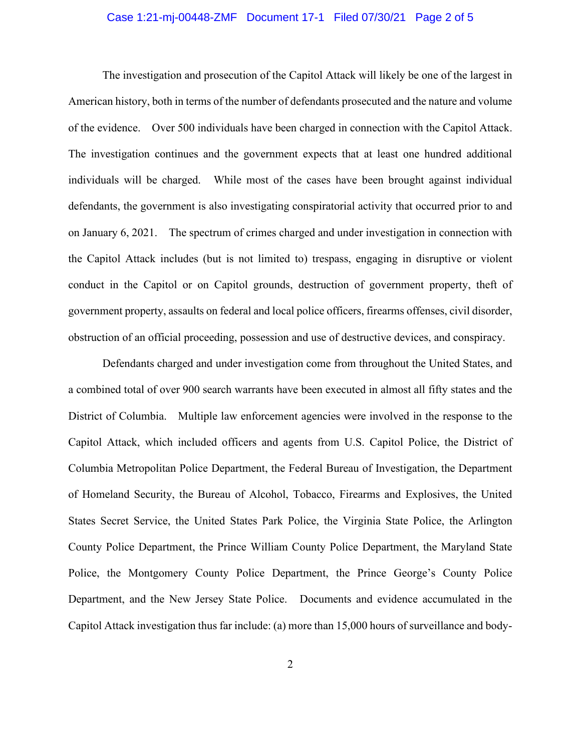The investigation and prosecution of the Capitol Attack will likely be one of the largest in American history, both in terms of the number of defendants prosecuted and the nature and volume of the evidence. Over 500 individuals have been charged in connection with the Capitol Attack. The investigation continues and the government expects that at least one hundred additional individuals will be charged. While most of the cases have been brought against individual defendants, the government is also investigating conspiratorial activity that occurred prior to and on January 6, 2021. The spectrum of crimes charged and under investigation in connection with the Capitol Attack includes (but is not limited to) trespass, engaging in disruptive or violent conduct in the Capitol or on Capitol grounds, destruction of government property, theft of government property, assaults on federal and local police officers, firearms offenses, civil disorder, obstruction of an official proceeding, possession and use of destructive devices, and conspiracy.

Defendants charged and under investigation come from throughout the United States, and a combined total of over 900 search warrants have been executed in almost all fifty states and the District of Columbia. Multiple law enforcement agencies were involved in the response to the Capitol Attack, which included officers and agents from U.S. Capitol Police, the District of Columbia Metropolitan Police Department, the Federal Bureau of Investigation, the Department of Homeland Security, the Bureau of Alcohol, Tobacco, Firearms and Explosives, the United States Secret Service, the United States Park Police, the Virginia State Police, the Arlington County Police Department, the Prince William County Police Department, the Maryland State Police, the Montgomery County Police Department, the Prince George's County Police Department, and the New Jersey State Police. Documents and evidence accumulated in the Capitol Attack investigation thus far include: (a) more than 15,000 hours of surveillance and body-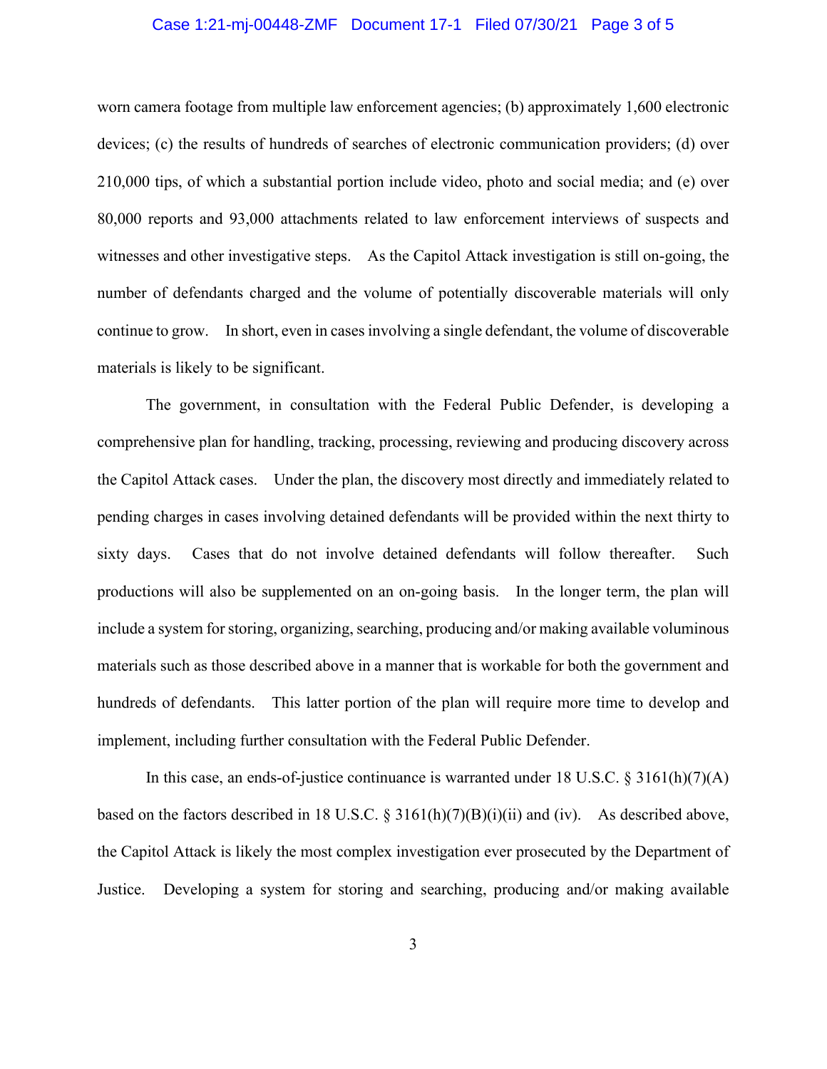worn camera footage from multiple law enforcement agencies; (b) approximately 1,600 electronic devices; (c) the results of hundreds of searches of electronic communication providers; (d) over 210,000 tips, of which a substantial portion include video, photo and social media; and (e) over 80,000 reports and 93,000 attachments related to law enforcement interviews of suspects and witnesses and other investigative steps. As the Capitol Attack investigation is still on-going, the number of defendants charged and the volume of potentially discoverable materials will only continue to grow. In short, even in cases involving a single defendant, the volume of discoverable materials is likely to be significant.

The government, in consultation with the Federal Public Defender, is developing a comprehensive plan for handling, tracking, processing, reviewing and producing discovery across the Capitol Attack cases. Under the plan, the discovery most directly and immediately related to pending charges in cases involving detained defendants will be provided within the next thirty to sixty days. Cases that do not involve detained defendants will follow thereafter. Such productions will also be supplemented on an on-going basis. In the longer term, the plan will include a system for storing, organizing, searching, producing and/or making available voluminous materials such as those described above in a manner that is workable for both the government and hundreds of defendants. This latter portion of the plan will require more time to develop and implement, including further consultation with the Federal Public Defender.

In this case, an ends-of-justice continuance is warranted under 18 U.S.C. § 3161(h)(7)(A) based on the factors described in 18 U.S.C. § 3161(h)(7)(B)(i)(ii) and (iv). As described above, the Capitol Attack is likely the most complex investigation ever prosecuted by the Department of Justice. Developing a system for storing and searching, producing and/or making available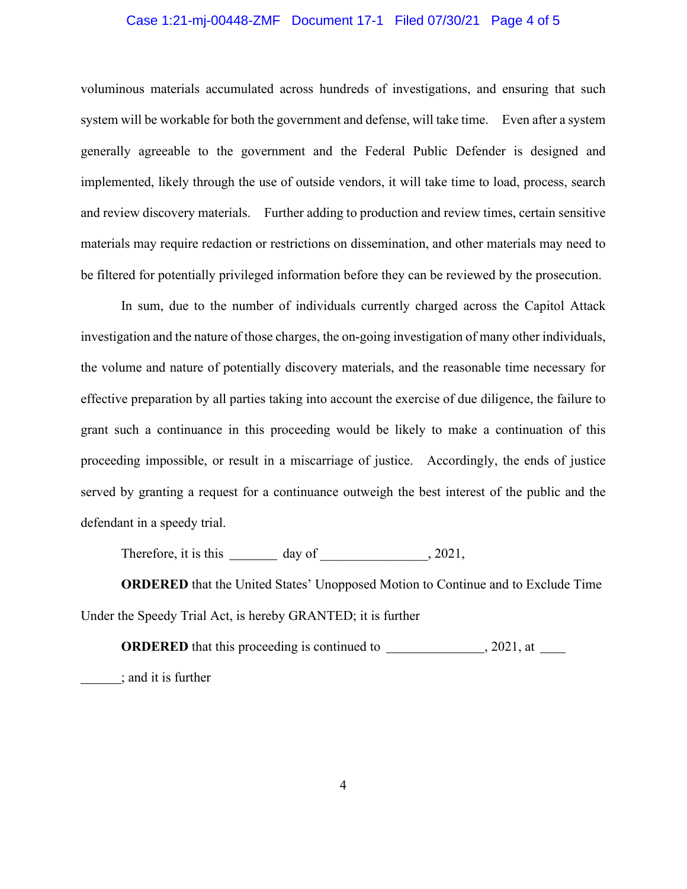voluminous materials accumulated across hundreds of investigations, and ensuring that such system will be workable for both the government and defense, will take time. Even after a system generally agreeable to the government and the Federal Public Defender is designed and implemented, likely through the use of outside vendors, it will take time to load, process, search and review discovery materials. Further adding to production and review times, certain sensitive materials may require redaction or restrictions on dissemination, and other materials may need to be filtered for potentially privileged information before they can be reviewed by the prosecution.

In sum, due to the number of individuals currently charged across the Capitol Attack investigation and the nature of those charges, the on-going investigation of many other individuals, the volume and nature of potentially discovery materials, and the reasonable time necessary for effective preparation by all parties taking into account the exercise of due diligence, the failure to grant such a continuance in this proceeding would be likely to make a continuation of this proceeding impossible, or result in a miscarriage of justice. Accordingly, the ends of justice served by granting a request for a continuance outweigh the best interest of the public and the defendant in a speedy trial.

Therefore, it is this _______ day of _______________, 2021,

**ORDERED** that the United States' Unopposed Motion to Continue and to Exclude Time Under the Speedy Trial Act, is hereby GRANTED; it is further

**ORDERED** that this proceeding is continued to ______________, 2021, at ____ ______; and it is further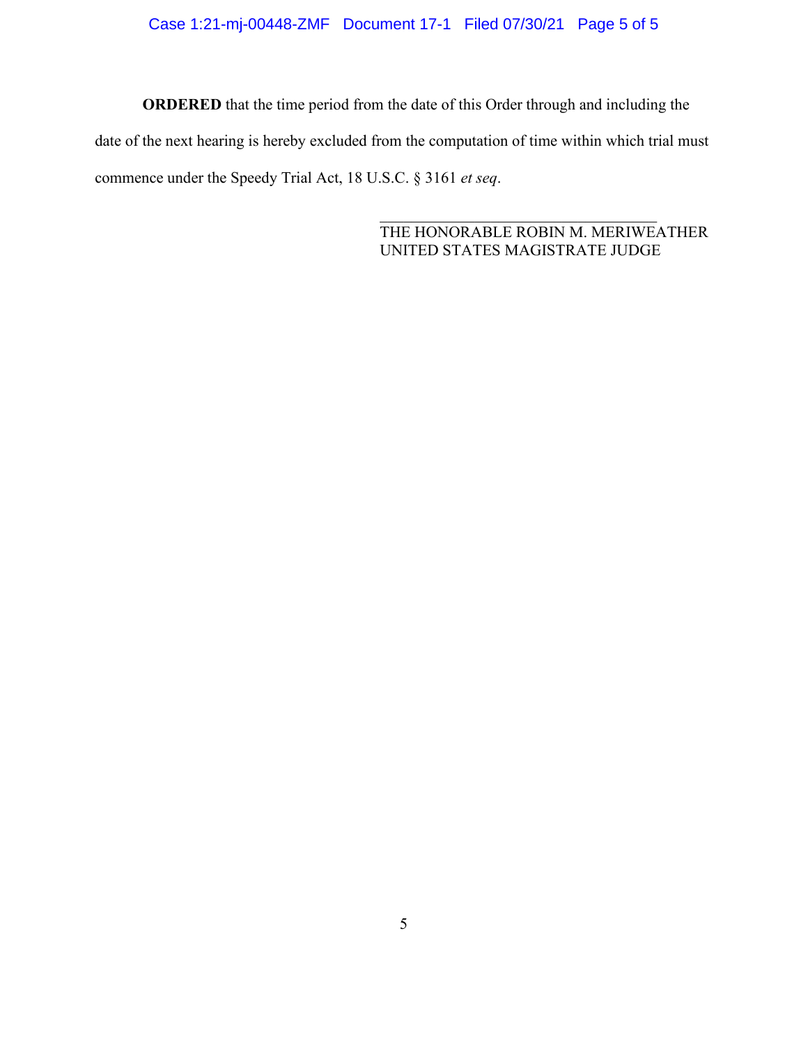**ORDERED** that the time period from the date of this Order through and including the date of the next hearing is hereby excluded from the computation of time within which trial must commence under the Speedy Trial Act, 18 U.S.C. § 3161 *et seq*.

\_\_\_\_\_\_\_\_\_\_\_\_\_\_\_\_\_\_\_\_\_\_\_\_\_\_\_\_\_\_\_\_\_\_
THE HONORABLE ROBIN M. MERIWEATHER
UNITED STATES MAGISTRATE JUDGE